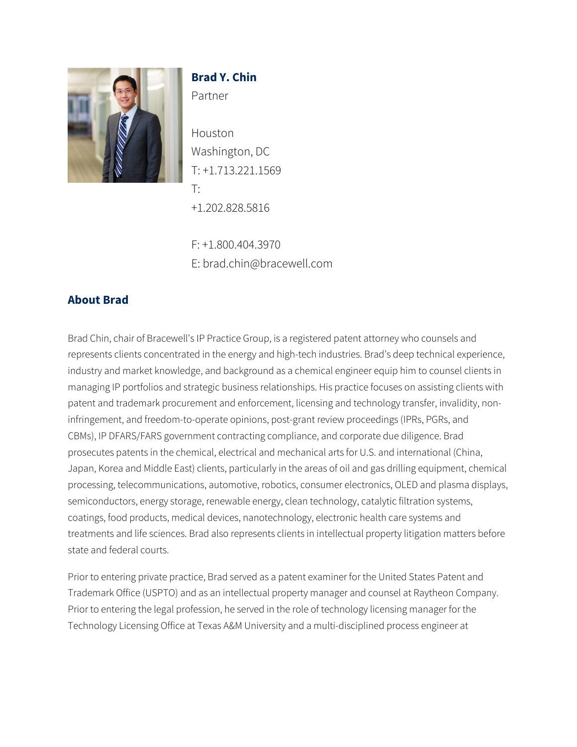**Brad Y. Chin**

Partner

Houston
Washington, DC
T: +1.713.221.1569
T:
+1.202.828.5816

F: +1.800.404.3970
E: brad.chin@bracewell.com

## About Brad

Brad Chin, chair of Bracewell's IP Practice Group, is a registered patent attorney who counsels and represents clients concentrated in the energy and high-tech industries. Brad's deep technical experience, industry and market knowledge, and background as a chemical engineer equip him to counsel clients in managing IP portfolios and strategic business relationships. His practice focuses on assisting clients with patent and trademark procurement and enforcement, licensing and technology transfer, invalidity, non-infringement, and freedom-to-operate opinions, post-grant review proceedings (IPRs, PGRs, and CBMs), IP DFARS/FARS government contracting compliance, and corporate due diligence. Brad prosecutes patents in the chemical, electrical and mechanical arts for U.S. and international (China, Japan, Korea and Middle East) clients, particularly in the areas of oil and gas drilling equipment, chemical processing, telecommunications, automotive, robotics, consumer electronics, OLED and plasma displays, semiconductors, energy storage, renewable energy, clean technology, catalytic filtration systems, coatings, food products, medical devices, nanotechnology, electronic health care systems and treatments and life sciences. Brad also represents clients in intellectual property litigation matters before state and federal courts.

Prior to entering private practice, Brad served as a patent examiner for the United States Patent and Trademark Office (USPTO) and as an intellectual property manager and counsel at Raytheon Company. Prior to entering the legal profession, he served in the role of technology licensing manager for the Technology Licensing Office at Texas A&M University and a multi-disciplined process engineer at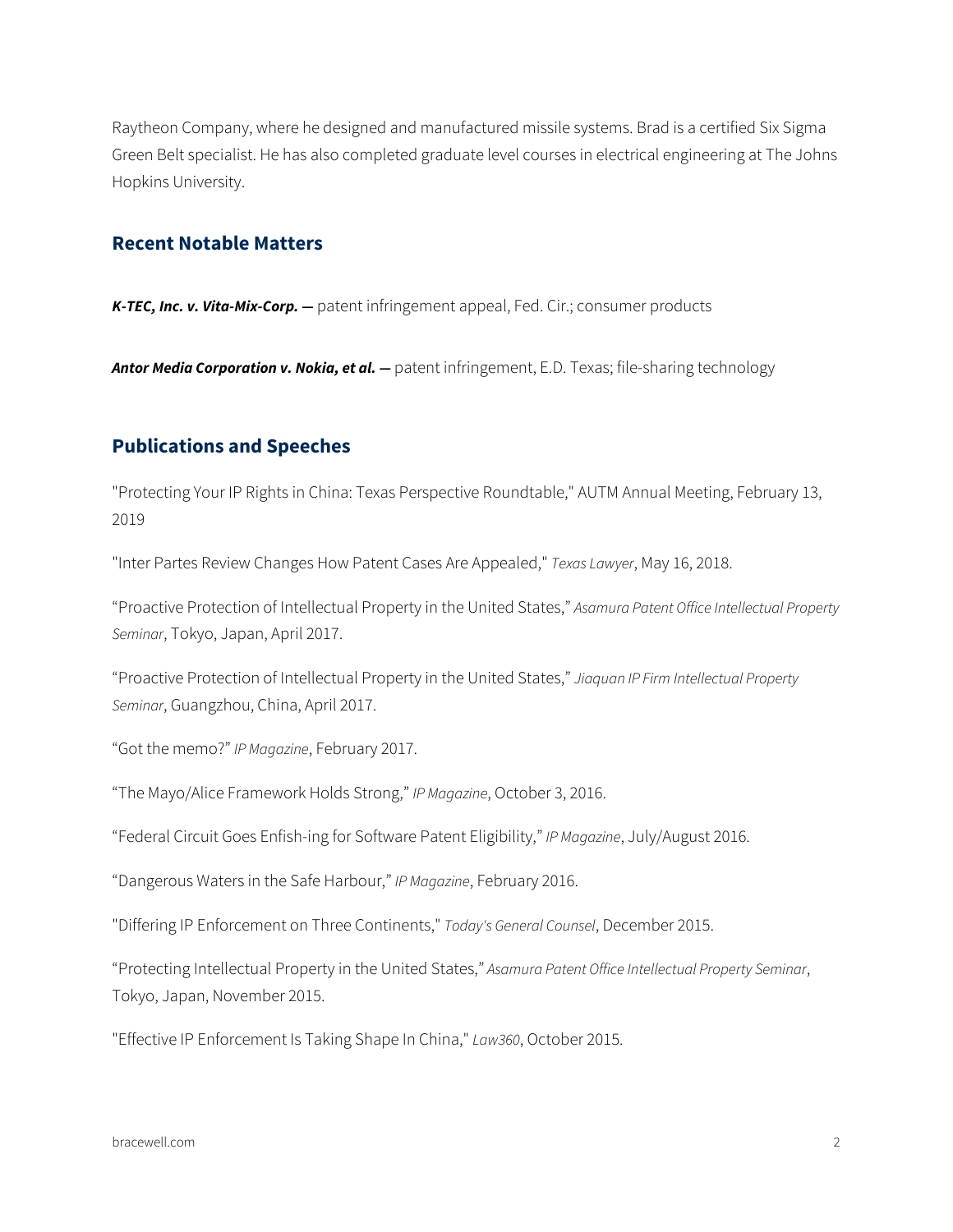Raytheon Company, where he designed and manufactured missile systems. Brad is a certified Six Sigma Green Belt specialist. He has also completed graduate level courses in electrical engineering at The Johns Hopkins University.

## Recent Notable Matters

***K-TEC, Inc. v. Vita-Mix-Corp.* —** patent infringement appeal, Fed. Cir.; consumer products

***Antor Media Corporation v. Nokia, et al.* —** patent infringement, E.D. Texas; file-sharing technology

## Publications and Speeches

"Protecting Your IP Rights in China: Texas Perspective Roundtable," AUTM Annual Meeting, February 13, 2019

"Inter Partes Review Changes How Patent Cases Are Appealed," *Texas Lawyer*, May 16, 2018.

“Proactive Protection of Intellectual Property in the United States,” *Asamura Patent Office Intellectual Property Seminar*, Tokyo, Japan, April 2017.

“Proactive Protection of Intellectual Property in the United States,” *Jiaquan IP Firm Intellectual Property Seminar*, Guangzhou, China, April 2017.

“Got the memo?” *IP Magazine*, February 2017.

“The Mayo/Alice Framework Holds Strong,” *IP Magazine*, October 3, 2016.

“Federal Circuit Goes Enfish-ing for Software Patent Eligibility,” *IP Magazine*, July/August 2016.

“Dangerous Waters in the Safe Harbour,” *IP Magazine*, February 2016.

"Differing IP Enforcement on Three Continents," *Today's General Counsel*, December 2015.

“Protecting Intellectual Property in the United States,” *Asamura Patent Office Intellectual Property Seminar*, Tokyo, Japan, November 2015.

"Effective IP Enforcement Is Taking Shape In China," *Law360*, October 2015.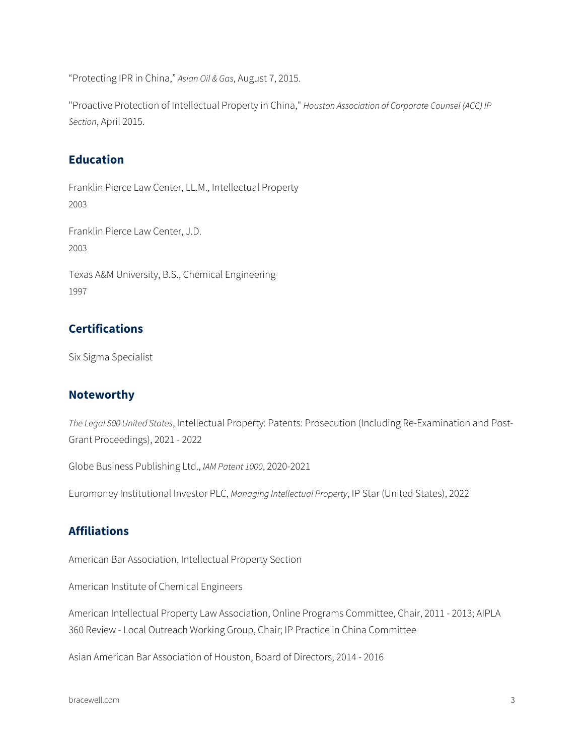“Protecting IPR in China,” *Asian Oil & Gas*, August 7, 2015.

"Proactive Protection of Intellectual Property in China," *Houston Association of Corporate Counsel (ACC) IP Section*, April 2015.

## Education

Franklin Pierce Law Center, LL.M., Intellectual Property
2003

Franklin Pierce Law Center, J.D.
2003

Texas A&M University, B.S., Chemical Engineering
1997

## Certifications

Six Sigma Specialist

## Noteworthy

*The Legal 500 United States*, Intellectual Property: Patents: Prosecution (Including Re-Examination and Post-Grant Proceedings), 2021 - 2022

Globe Business Publishing Ltd., *IAM Patent 1000*, 2020-2021

Euromoney Institutional Investor PLC, *Managing Intellectual Property*, IP Star (United States), 2022

## Affiliations

American Bar Association, Intellectual Property Section

American Institute of Chemical Engineers

American Intellectual Property Law Association, Online Programs Committee, Chair, 2011 - 2013; AIPLA 360 Review - Local Outreach Working Group, Chair; IP Practice in China Committee

Asian American Bar Association of Houston, Board of Directors, 2014 - 2016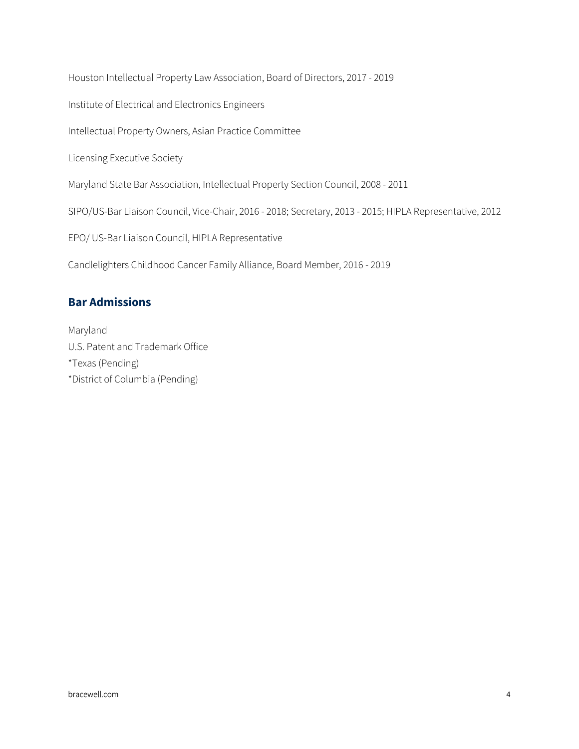Houston Intellectual Property Law Association, Board of Directors, 2017 - 2019

Institute of Electrical and Electronics Engineers

Intellectual Property Owners, Asian Practice Committee

Licensing Executive Society

Maryland State Bar Association, Intellectual Property Section Council, 2008 - 2011

SIPO/US-Bar Liaison Council, Vice-Chair, 2016 - 2018; Secretary, 2013 - 2015; HIPLA Representative, 2012

EPO/ US-Bar Liaison Council, HIPLA Representative

Candlelighters Childhood Cancer Family Alliance, Board Member, 2016 - 2019

## Bar Admissions

Maryland
U.S. Patent and Trademark Office
*Texas (Pending)
*District of Columbia (Pending)